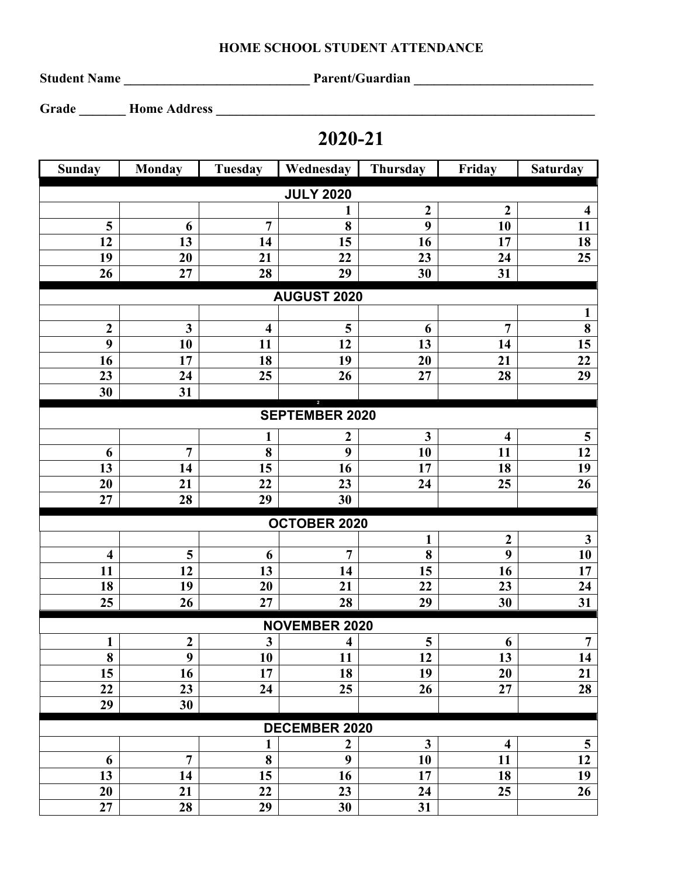HOME SCHOOL STUDENT ATTENDANCE

**Student Name** ____________________________ **Parent/Guardian** ____________________________

**Grade** _______ **Home Address** ____________________________________________________________

# 2020-21

| Sunday | Monday | Tuesday | Wednesday | Thursday | Friday | Saturday |
|---|---|---|---|---|---|---|
| | | | **JULY 2020** | | | |
| | | | 1 | 2 | 2 | 4 |
| 5 | 6 | 7 | 8 | 9 | 10 | 11 |
| 12 | 13 | 14 | 15 | 16 | 17 | 18 |
| 19 | 20 | 21 | 22 | 23 | 24 | 25 |
| 26 | 27 | 28 | 29 | 30 | 31 | |
| | | | **AUGUST 2020** | | | |
| | | | | | | 1 |
| 2 | 3 | 4 | 5 | 6 | 7 | 8 |
| 9 | 10 | 11 | 12 | 13 | 14 | 15 |
| 16 | 17 | 18 | 19 | 20 | 21 | 22 |
| 23 | 24 | 25 | 26 | 27 | 28 | 29 |
| 30 | 31 | | | | | |
| | | | **SEPTEMBER 2020** | | | |
| | | 1 | 2 | 3 | 4 | 5 |
| 6 | 7 | 8 | 9 | 10 | 11 | 12 |
| 13 | 14 | 15 | 16 | 17 | 18 | 19 |
| 20 | 21 | 22 | 23 | 24 | 25 | 26 |
| 27 | 28 | 29 | 30 | | | |
| | | | **OCTOBER 2020** | | | |
| | | | | 1 | 2 | 3 |
| 4 | 5 | 6 | 7 | 8 | 9 | 10 |
| 11 | 12 | 13 | 14 | 15 | 16 | 17 |
| 18 | 19 | 20 | 21 | 22 | 23 | 24 |
| 25 | 26 | 27 | 28 | 29 | 30 | 31 |
| | | | **NOVEMBER 2020** | | | |
| 1 | 2 | 3 | 4 | 5 | 6 | 7 |
| 8 | 9 | 10 | 11 | 12 | 13 | 14 |
| 15 | 16 | 17 | 18 | 19 | 20 | 21 |
| 22 | 23 | 24 | 25 | 26 | 27 | 28 |
| 29 | 30 | | | | | |
| | | | **DECEMBER 2020** | | | |
| | | 1 | 2 | 3 | 4 | 5 |
| 6 | 7 | 8 | 9 | 10 | 11 | 12 |
| 13 | 14 | 15 | 16 | 17 | 18 | 19 |
| 20 | 21 | 22 | 23 | 24 | 25 | 26 |
| 27 | 28 | 29 | 30 | 31 | | |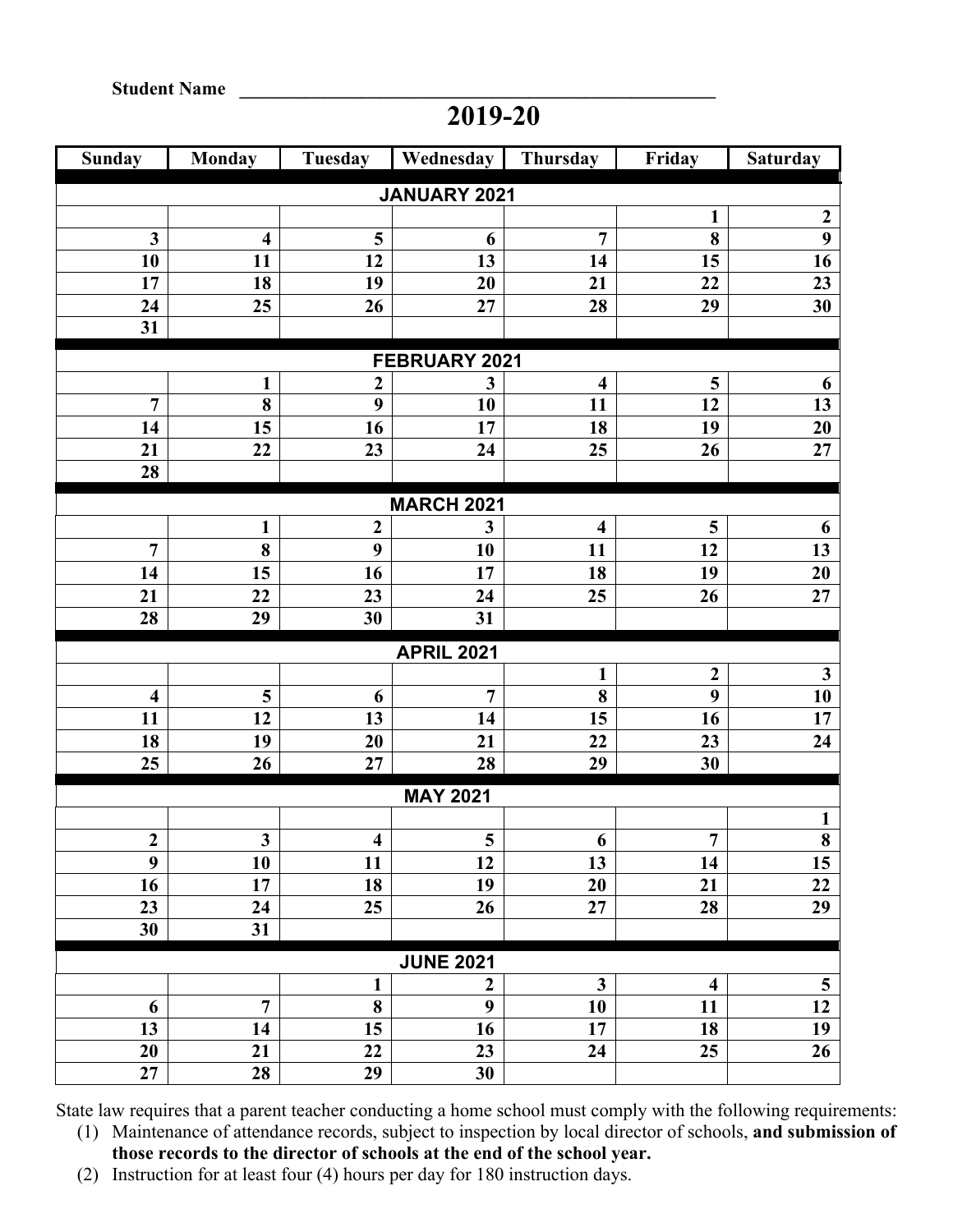**Student Name** \_\_\_\_\_\_\_\_\_\_\_\_\_\_\_\_\_\_\_\_\_\_\_\_\_\_\_\_\_\_\_\_\_\_\_\_\_\_\_\_\_\_\_\_\_\_\_\_\_\_

# 2019-20

| Sunday | Monday | Tuesday | Wednesday | Thursday | Friday | Saturday |
|---|---|---|---|---|---|---|
| | | | **JANUARY 2021** | | | |
| | | | | | 1 | 2 |
| 3 | 4 | 5 | 6 | 7 | 8 | 9 |
| 10 | 11 | 12 | 13 | 14 | 15 | 16 |
| 17 | 18 | 19 | 20 | 21 | 22 | 23 |
| 24 | 25 | 26 | 27 | 28 | 29 | 30 |
| 31 | | | | | | |
| | | | **FEBRUARY 2021** | | | |
| | 1 | 2 | 3 | 4 | 5 | 6 |
| 7 | 8 | 9 | 10 | 11 | 12 | 13 |
| 14 | 15 | 16 | 17 | 18 | 19 | 20 |
| 21 | 22 | 23 | 24 | 25 | 26 | 27 |
| 28 | | | | | | |
| | | | **MARCH 2021** | | | |
| | 1 | 2 | 3 | 4 | 5 | 6 |
| 7 | 8 | 9 | 10 | 11 | 12 | 13 |
| 14 | 15 | 16 | 17 | 18 | 19 | 20 |
| 21 | 22 | 23 | 24 | 25 | 26 | 27 |
| 28 | 29 | 30 | 31 | | | |
| | | | **APRIL 2021** | | | |
| | | | | 1 | 2 | 3 |
| 4 | 5 | 6 | 7 | 8 | 9 | 10 |
| 11 | 12 | 13 | 14 | 15 | 16 | 17 |
| 18 | 19 | 20 | 21 | 22 | 23 | 24 |
| 25 | 26 | 27 | 28 | 29 | 30 | |
| | | | **MAY 2021** | | | |
| | | | | | | 1 |
| 2 | 3 | 4 | 5 | 6 | 7 | 8 |
| 9 | 10 | 11 | 12 | 13 | 14 | 15 |
| 16 | 17 | 18 | 19 | 20 | 21 | 22 |
| 23 | 24 | 25 | 26 | 27 | 28 | 29 |
| 30 | 31 | | | | | |
| | | | **JUNE 2021** | | | |
| | | 1 | 2 | 3 | 4 | 5 |
| 6 | 7 | 8 | 9 | 10 | 11 | 12 |
| 13 | 14 | 15 | 16 | 17 | 18 | 19 |
| 20 | 21 | 22 | 23 | 24 | 25 | 26 |
| 27 | 28 | 29 | 30 | | | |

State law requires that a parent teacher conducting a home school must comply with the following requirements:

1. Maintenance of attendance records, subject to inspection by local director of schools, **and submission of those records to the director of schools at the end of the school year.**
2. Instruction for at least four (4) hours per day for 180 instruction days.